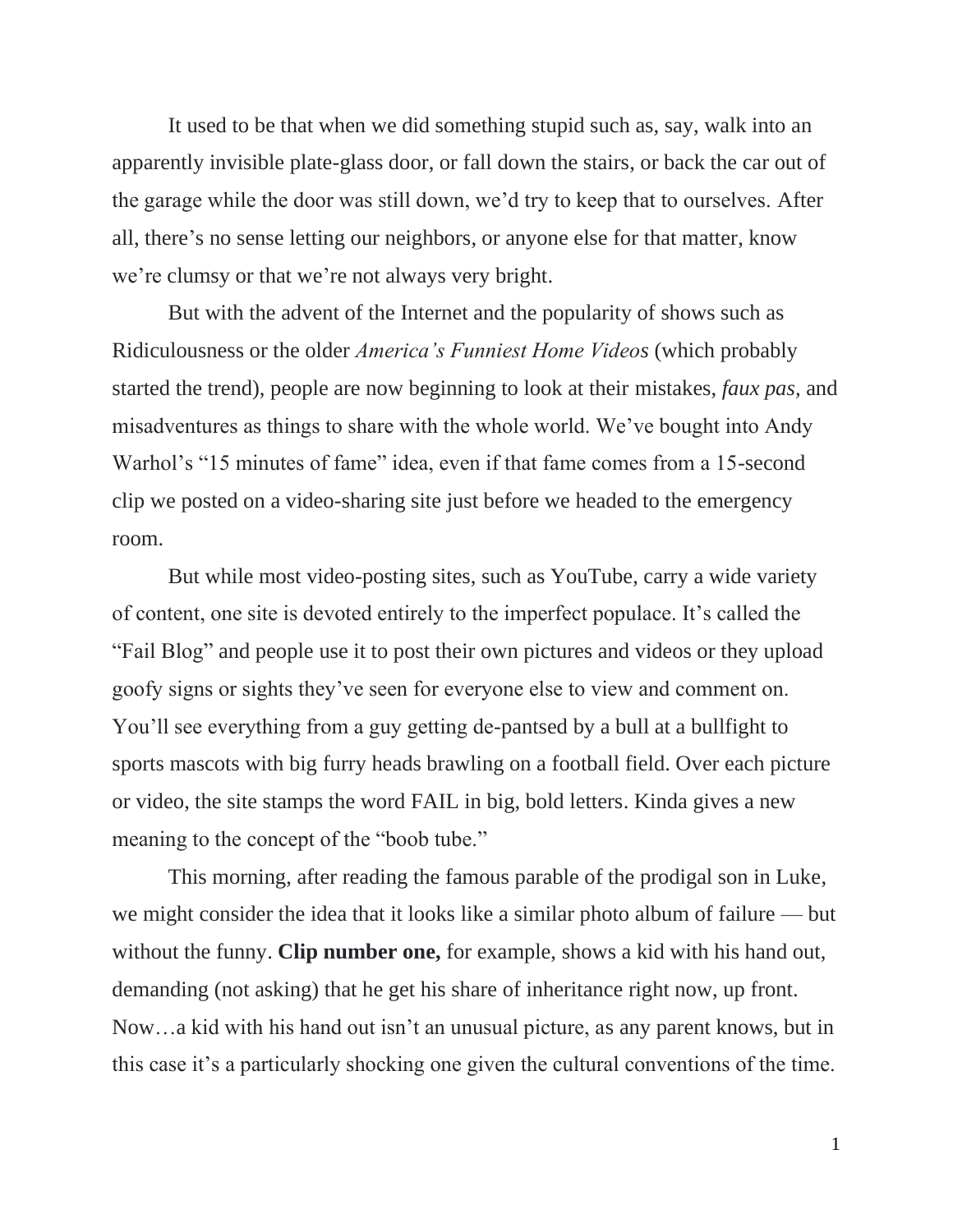It used to be that when we did something stupid such as, say, walk into an apparently invisible plate-glass door, or fall down the stairs, or back the car out of the garage while the door was still down, we'd try to keep that to ourselves. After all, there's no sense letting our neighbors, or anyone else for that matter, know we're clumsy or that we're not always very bright.

But with the advent of the Internet and the popularity of shows such as Ridiculousness or the older *America's Funniest Home Videos* (which probably started the trend), people are now beginning to look at their mistakes, *faux pas*, and misadventures as things to share with the whole world. We've bought into Andy Warhol's "15 minutes of fame" idea, even if that fame comes from a 15-second clip we posted on a video-sharing site just before we headed to the emergency room.

But while most video-posting sites, such as YouTube, carry a wide variety of content, one site is devoted entirely to the imperfect populace. It's called the "Fail Blog" and people use it to post their own pictures and videos or they upload goofy signs or sights they've seen for everyone else to view and comment on. You'll see everything from a guy getting de-pantsed by a bull at a bullfight to sports mascots with big furry heads brawling on a football field. Over each picture or video, the site stamps the word FAIL in big, bold letters. Kinda gives a new meaning to the concept of the "boob tube."

This morning, after reading the famous parable of the prodigal son in Luke, we might consider the idea that it looks like a similar photo album of failure — but without the funny. **Clip number one,** for example, shows a kid with his hand out, demanding (not asking) that he get his share of inheritance right now, up front. Now…a kid with his hand out isn't an unusual picture, as any parent knows, but in this case it's a particularly shocking one given the cultural conventions of the time.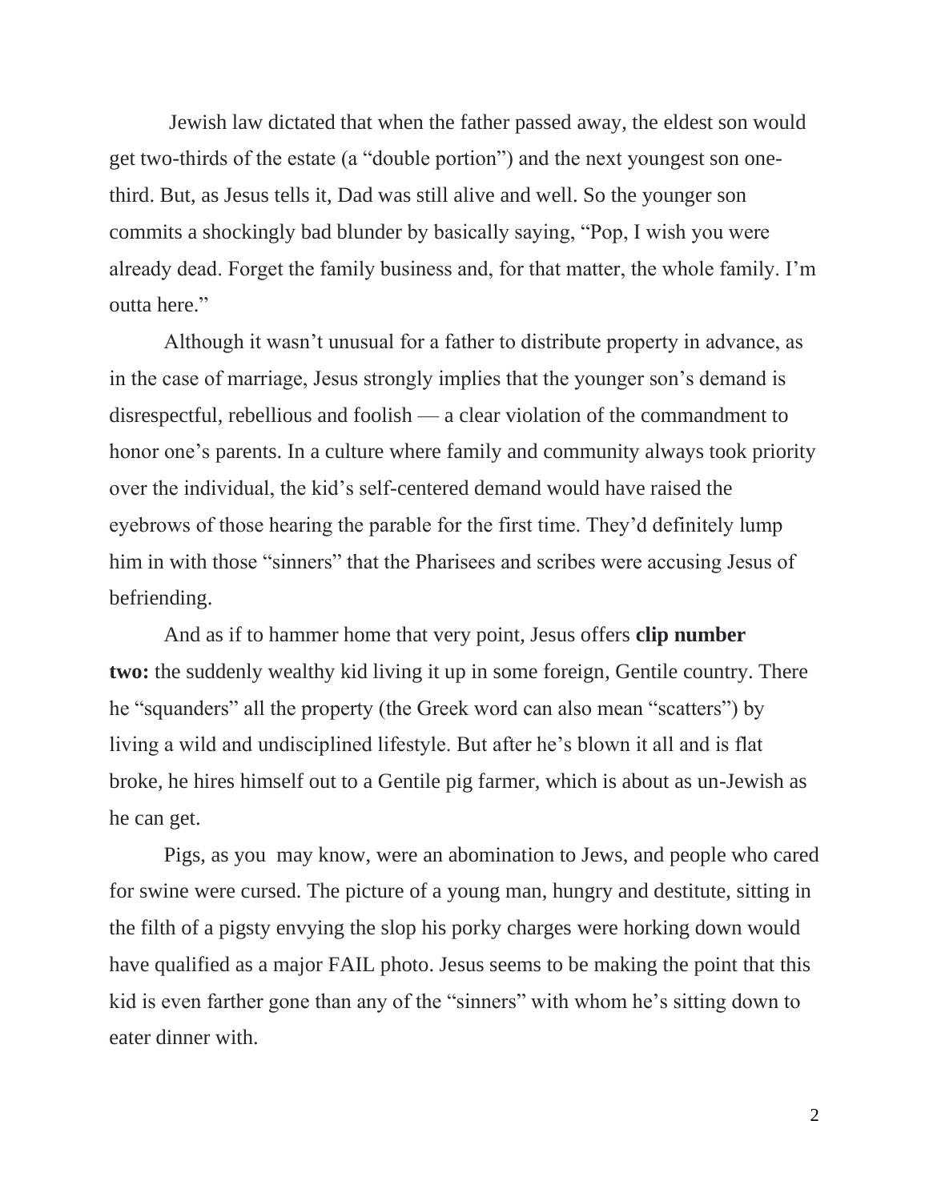Jewish law dictated that when the father passed away, the eldest son would get two-thirds of the estate (a "double portion") and the next youngest son one-third. But, as Jesus tells it, Dad was still alive and well. So the younger son commits a shockingly bad blunder by basically saying, "Pop, I wish you were already dead. Forget the family business and, for that matter, the whole family. I'm outta here."

Although it wasn't unusual for a father to distribute property in advance, as in the case of marriage, Jesus strongly implies that the younger son's demand is disrespectful, rebellious and foolish — a clear violation of the commandment to honor one's parents. In a culture where family and community always took priority over the individual, the kid's self-centered demand would have raised the eyebrows of those hearing the parable for the first time. They'd definitely lump him in with those "sinners" that the Pharisees and scribes were accusing Jesus of befriending.

And as if to hammer home that very point, Jesus offers **clip number two:** the suddenly wealthy kid living it up in some foreign, Gentile country. There he "squanders" all the property (the Greek word can also mean "scatters") by living a wild and undisciplined lifestyle. But after he's blown it all and is flat broke, he hires himself out to a Gentile pig farmer, which is about as un-Jewish as he can get.

Pigs, as you may know, were an abomination to Jews, and people who cared for swine were cursed. The picture of a young man, hungry and destitute, sitting in the filth of a pigsty envying the slop his porky charges were horking down would have qualified as a major FAIL photo. Jesus seems to be making the point that this kid is even farther gone than any of the "sinners" with whom he's sitting down to eater dinner with.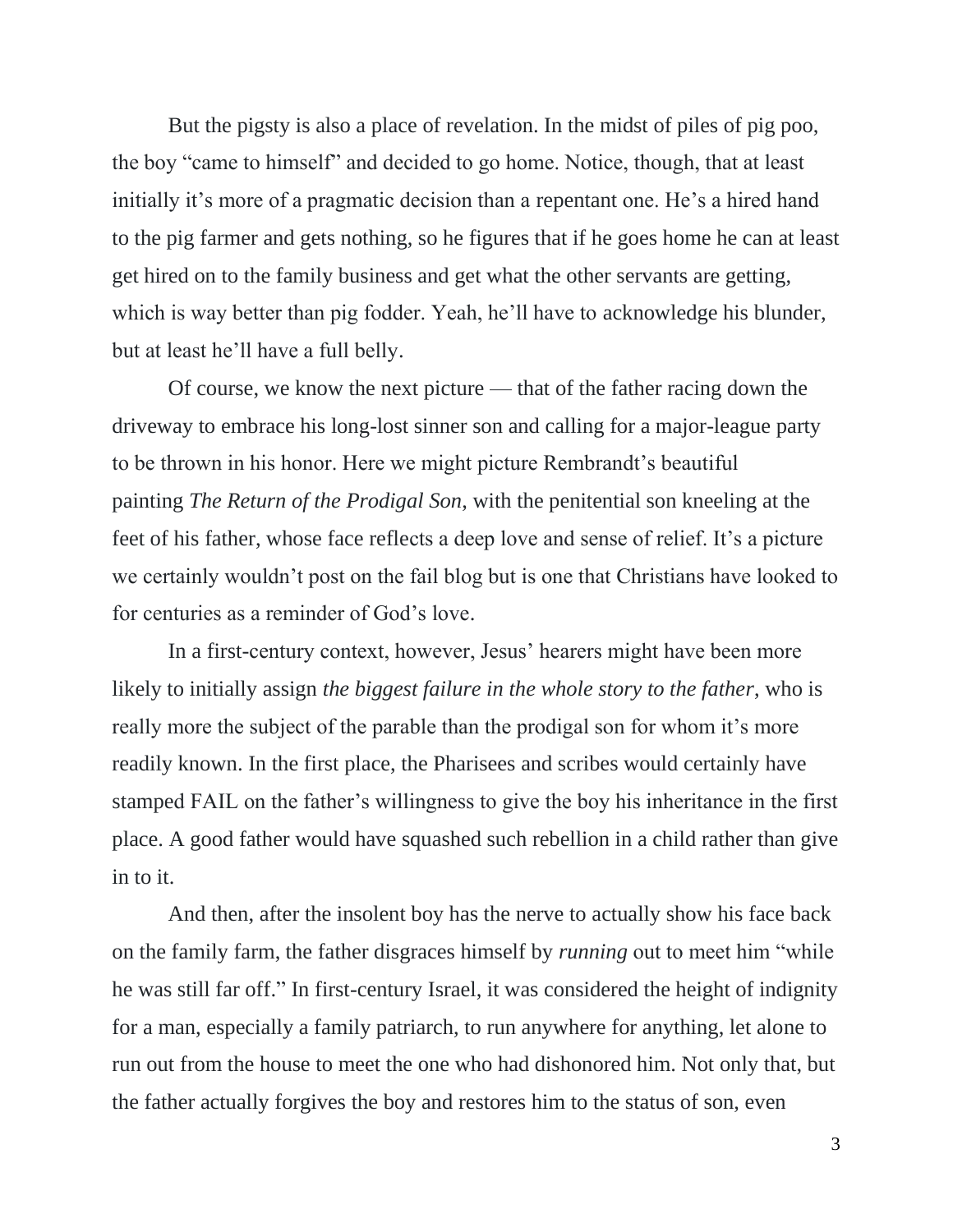But the pigsty is also a place of revelation. In the midst of piles of pig poo, the boy "came to himself" and decided to go home. Notice, though, that at least initially it's more of a pragmatic decision than a repentant one. He's a hired hand to the pig farmer and gets nothing, so he figures that if he goes home he can at least get hired on to the family business and get what the other servants are getting, which is way better than pig fodder. Yeah, he'll have to acknowledge his blunder, but at least he'll have a full belly.

Of course, we know the next picture — that of the father racing down the driveway to embrace his long-lost sinner son and calling for a major-league party to be thrown in his honor. Here we might picture Rembrandt's beautiful painting *The Return of the Prodigal Son,* with the penitential son kneeling at the feet of his father, whose face reflects a deep love and sense of relief. It's a picture we certainly wouldn't post on the fail blog but is one that Christians have looked to for centuries as a reminder of God's love.

In a first-century context, however, Jesus' hearers might have been more likely to initially assign *the biggest failure in the whole story to the father*, who is really more the subject of the parable than the prodigal son for whom it's more readily known. In the first place, the Pharisees and scribes would certainly have stamped FAIL on the father's willingness to give the boy his inheritance in the first place. A good father would have squashed such rebellion in a child rather than give in to it.

And then, after the insolent boy has the nerve to actually show his face back on the family farm, the father disgraces himself by *running* out to meet him "while he was still far off." In first-century Israel, it was considered the height of indignity for a man, especially a family patriarch, to run anywhere for anything, let alone to run out from the house to meet the one who had dishonored him. Not only that, but the father actually forgives the boy and restores him to the status of son, even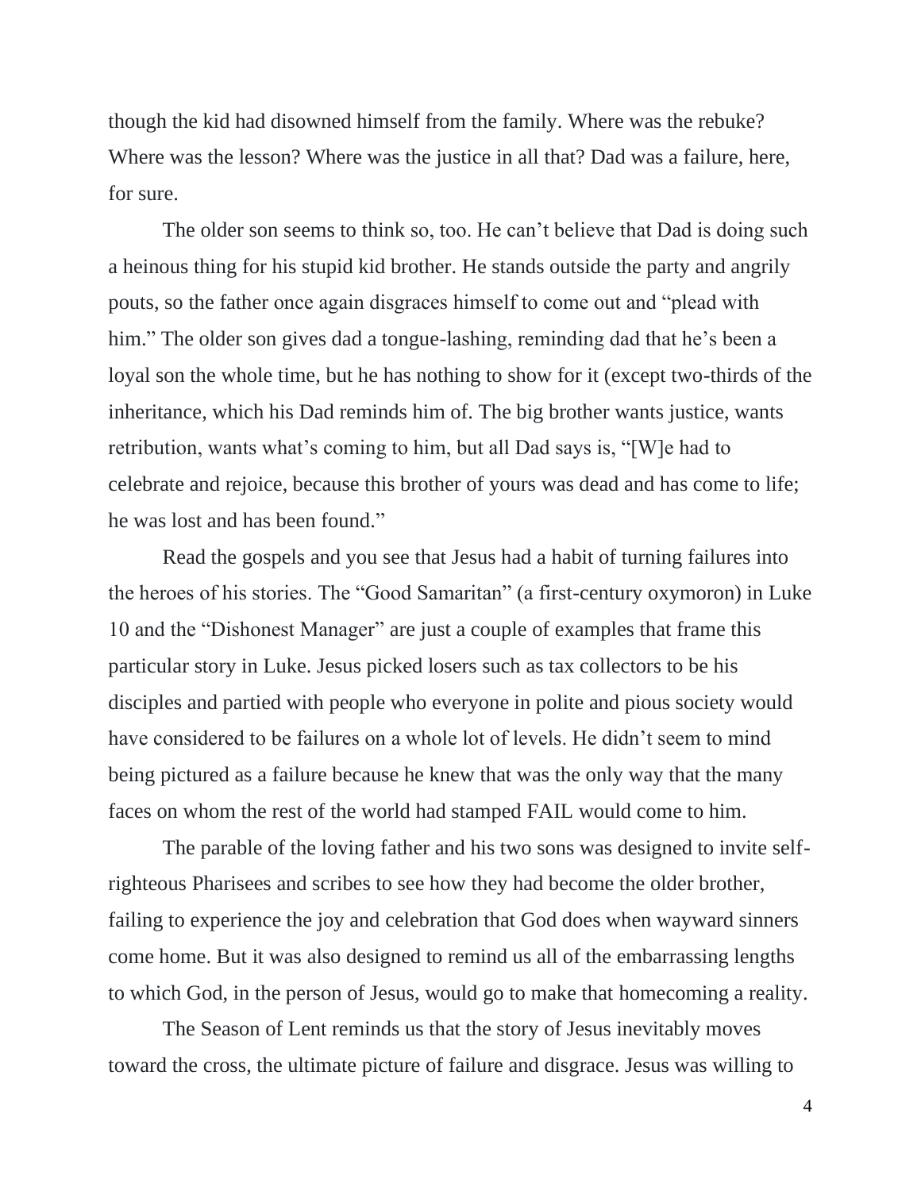though the kid had disowned himself from the family. Where was the rebuke? Where was the lesson? Where was the justice in all that? Dad was a failure, here, for sure.

The older son seems to think so, too. He can't believe that Dad is doing such a heinous thing for his stupid kid brother. He stands outside the party and angrily pouts, so the father once again disgraces himself to come out and "plead with him." The older son gives dad a tongue-lashing, reminding dad that he's been a loyal son the whole time, but he has nothing to show for it (except two-thirds of the inheritance, which his Dad reminds him of. The big brother wants justice, wants retribution, wants what's coming to him, but all Dad says is, "[W]e had to celebrate and rejoice, because this brother of yours was dead and has come to life; he was lost and has been found."

Read the gospels and you see that Jesus had a habit of turning failures into the heroes of his stories. The "Good Samaritan" (a first-century oxymoron) in Luke 10 and the "Dishonest Manager" are just a couple of examples that frame this particular story in Luke. Jesus picked losers such as tax collectors to be his disciples and partied with people who everyone in polite and pious society would have considered to be failures on a whole lot of levels. He didn't seem to mind being pictured as a failure because he knew that was the only way that the many faces on whom the rest of the world had stamped FAIL would come to him.

The parable of the loving father and his two sons was designed to invite self-righteous Pharisees and scribes to see how they had become the older brother, failing to experience the joy and celebration that God does when wayward sinners come home. But it was also designed to remind us all of the embarrassing lengths to which God, in the person of Jesus, would go to make that homecoming a reality.

The Season of Lent reminds us that the story of Jesus inevitably moves toward the cross, the ultimate picture of failure and disgrace. Jesus was willing to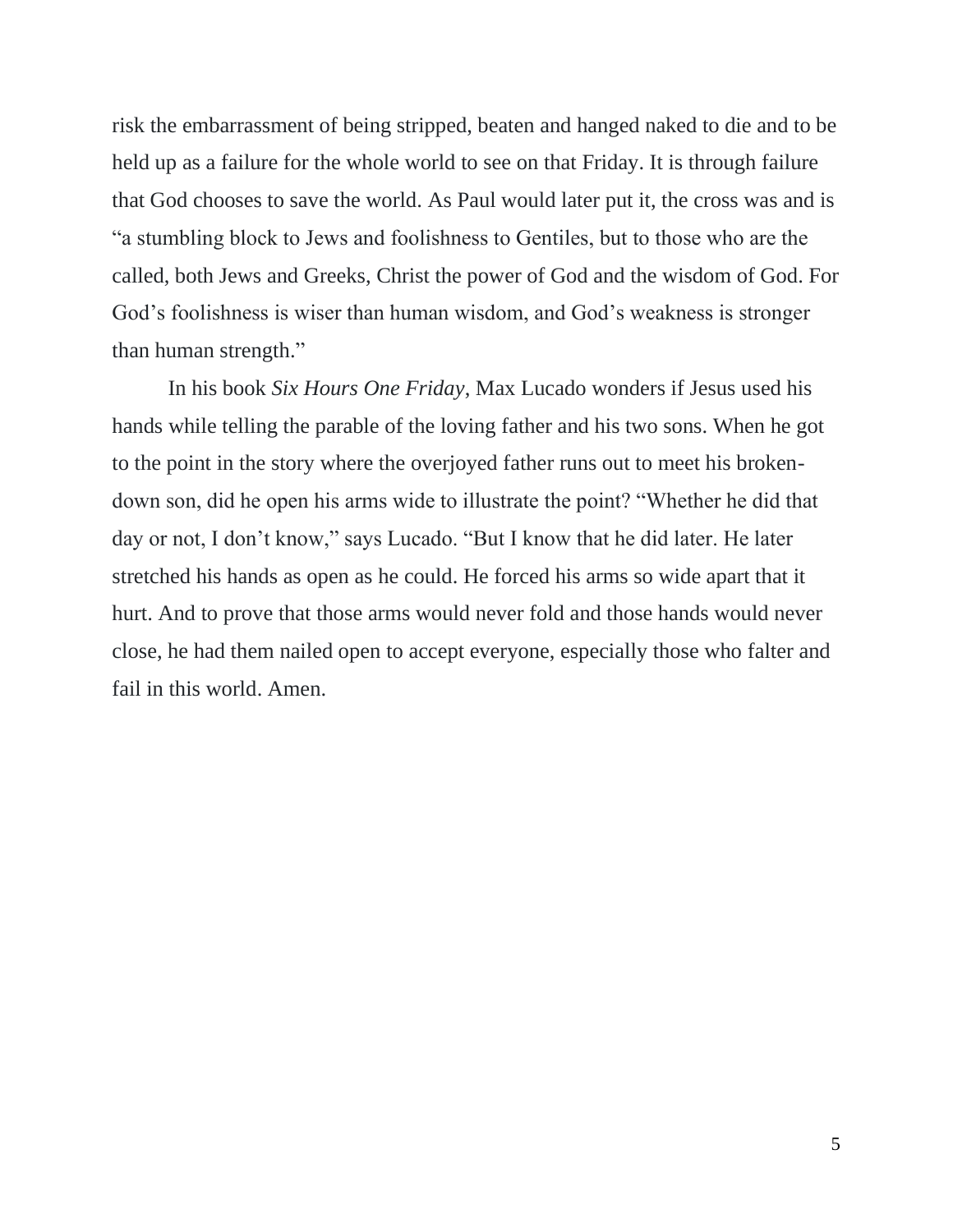risk the embarrassment of being stripped, beaten and hanged naked to die and to be held up as a failure for the whole world to see on that Friday. It is through failure that God chooses to save the world. As Paul would later put it, the cross was and is "a stumbling block to Jews and foolishness to Gentiles, but to those who are the called, both Jews and Greeks, Christ the power of God and the wisdom of God. For God's foolishness is wiser than human wisdom, and God's weakness is stronger than human strength."

In his book *Six Hours One Friday*, Max Lucado wonders if Jesus used his hands while telling the parable of the loving father and his two sons. When he got to the point in the story where the overjoyed father runs out to meet his broken-down son, did he open his arms wide to illustrate the point? "Whether he did that day or not, I don't know," says Lucado. "But I know that he did later. He later stretched his hands as open as he could. He forced his arms so wide apart that it hurt. And to prove that those arms would never fold and those hands would never close, he had them nailed open to accept everyone, especially those who falter and fail in this world. Amen.